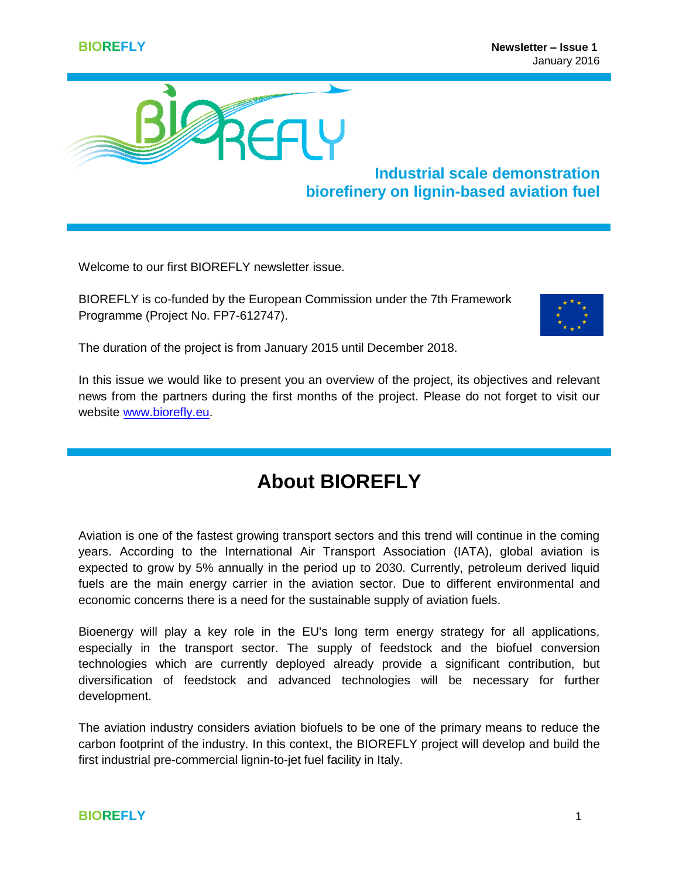# Industrial scale demonstration biorefinery on lignin-based aviation fuel

Welcome to our first BIOREFLY newsletter issue.

BIOREFLY is co-funded by the European Commission under the 7th Framework Programme (Project No. FP7-612747).

The duration of the project is from January 2015 until December 2018.

In this issue we would like to present you an overview of the project, its objectives and relevant news from the partners during the first months of the project. Please do not forget to visit our website www.biorefly.eu.

## About BIOREFLY

Aviation is one of the fastest growing transport sectors and this trend will continue in the coming years. According to the International Air Transport Association (IATA), global aviation is expected to grow by 5% annually in the period up to 2030. Currently, petroleum derived liquid fuels are the main energy carrier in the aviation sector. Due to different environmental and economic concerns there is a need for the sustainable supply of aviation fuels.

Bioenergy will play a key role in the EU's long term energy strategy for all applications, especially in the transport sector. The supply of feedstock and the biofuel conversion technologies which are currently deployed already provide a significant contribution, but diversification of feedstock and advanced technologies will be necessary for further development.

The aviation industry considers aviation biofuels to be one of the primary means to reduce the carbon footprint of the industry. In this context, the BIOREFLY project will develop and build the first industrial pre-commercial lignin-to-jet fuel facility in Italy.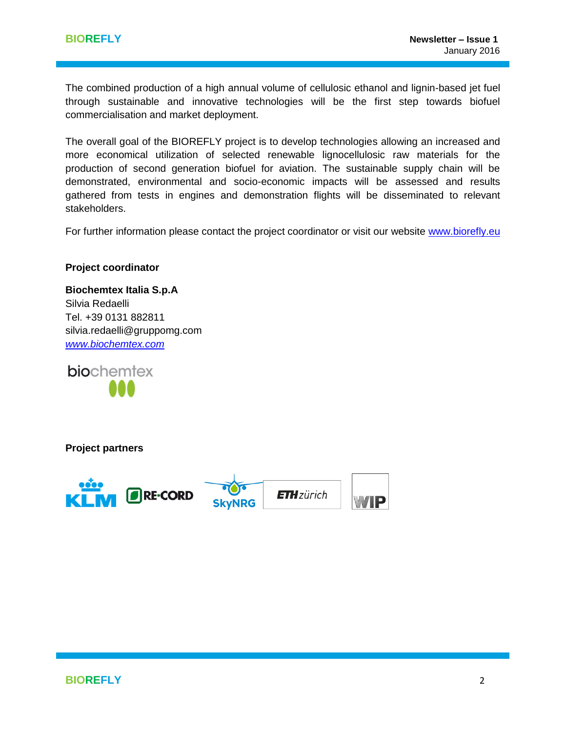The combined production of a high annual volume of cellulosic ethanol and lignin-based jet fuel through sustainable and innovative technologies will be the first step towards biofuel commercialisation and market deployment.

The overall goal of the BIOREFLY project is to develop technologies allowing an increased and more economical utilization of selected renewable lignocellulosic raw materials for the production of second generation biofuel for aviation. The sustainable supply chain will be demonstrated, environmental and socio-economic impacts will be assessed and results gathered from tests in engines and demonstration flights will be disseminated to relevant stakeholders.

For further information please contact the project coordinator or visit our website www.biorefly.eu

**Project coordinator**

**Biochemtex Italia S.p.A**
Silvia Redaelli
Tel. +39 0131 882811
silvia.redaelli@gruppomg.com
*www.biochemtex.com*

**Project partners**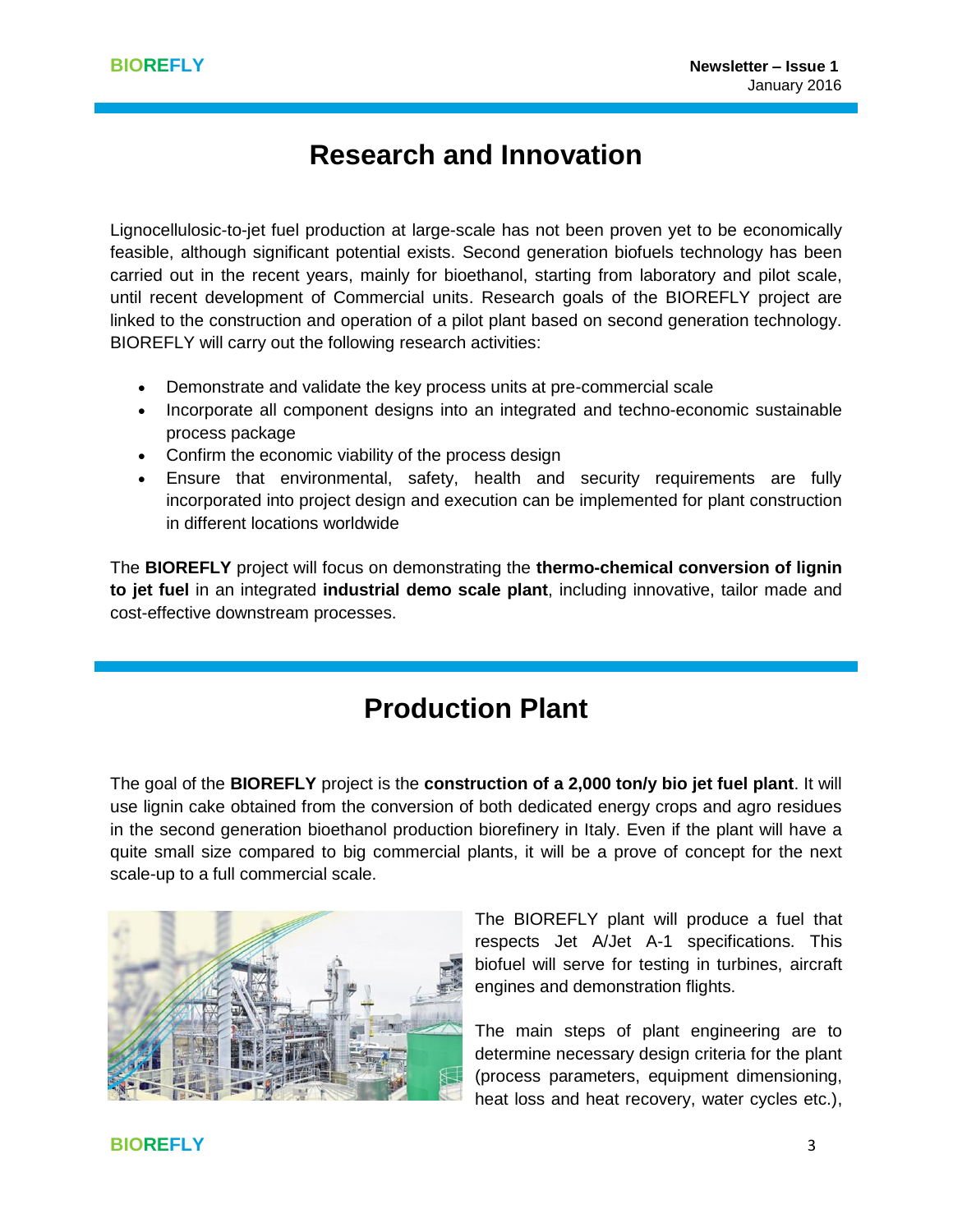# Research and Innovation

Lignocellulosic-to-jet fuel production at large-scale has not been proven yet to be economically feasible, although significant potential exists. Second generation biofuels technology has been carried out in the recent years, mainly for bioethanol, starting from laboratory and pilot scale, until recent development of Commercial units. Research goals of the BIOREFLY project are linked to the construction and operation of a pilot plant based on second generation technology. BIOREFLY will carry out the following research activities:

- Demonstrate and validate the key process units at pre-commercial scale
- Incorporate all component designs into an integrated and techno-economic sustainable process package
- Confirm the economic viability of the process design
- Ensure that environmental, safety, health and security requirements are fully incorporated into project design and execution can be implemented for plant construction in different locations worldwide

The **BIOREFLY** project will focus on demonstrating the **thermo-chemical conversion of lignin to jet fuel** in an integrated **industrial demo scale plant**, including innovative, tailor made and cost-effective downstream processes.

# Production Plant

The goal of the **BIOREFLY** project is the **construction of a 2,000 ton/y bio jet fuel plant**. It will use lignin cake obtained from the conversion of both dedicated energy crops and agro residues in the second generation bioethanol production biorefinery in Italy. Even if the plant will have a quite small size compared to big commercial plants, it will be a prove of concept for the next scale-up to a full commercial scale.

The BIOREFLY plant will produce a fuel that respects Jet A/Jet A-1 specifications. This biofuel will serve for testing in turbines, aircraft engines and demonstration flights.

The main steps of plant engineering are to determine necessary design criteria for the plant (process parameters, equipment dimensioning, heat loss and heat recovery, water cycles etc.),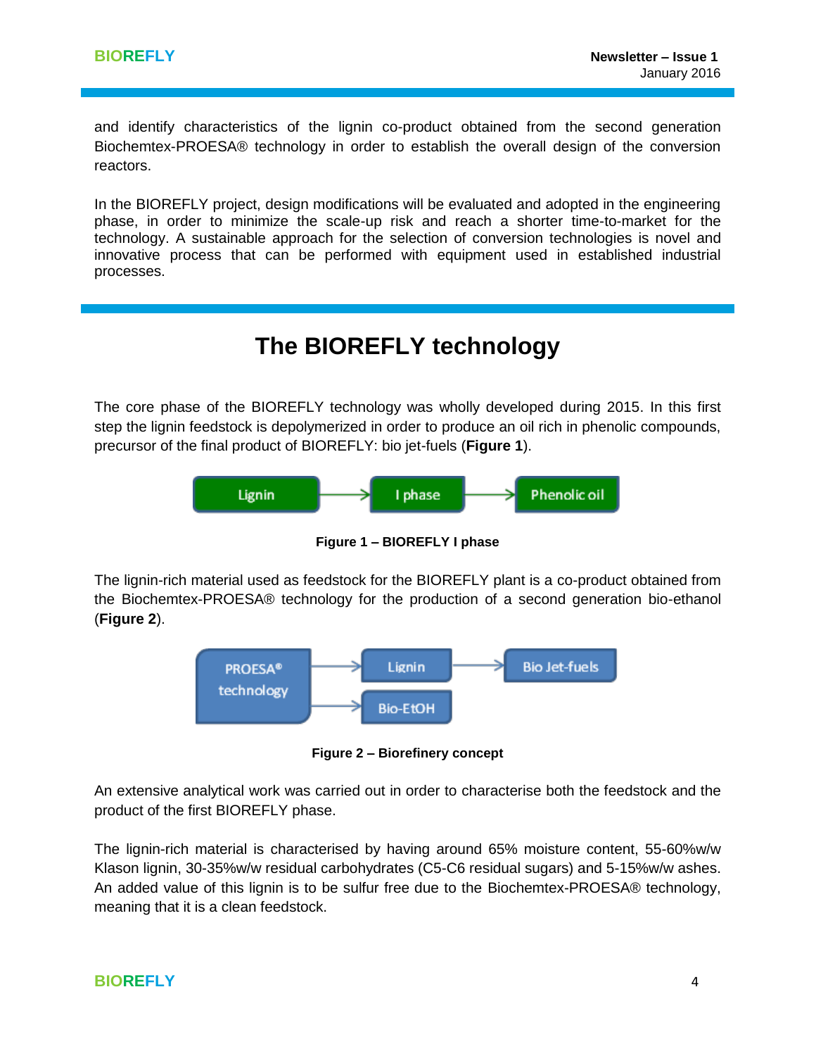and identify characteristics of the lignin co-product obtained from the second generation Biochemtex-PROESA® technology in order to establish the overall design of the conversion reactors.

In the BIOREFLY project, design modifications will be evaluated and adopted in the engineering phase, in order to minimize the scale-up risk and reach a shorter time-to-market for the technology. A sustainable approach for the selection of conversion technologies is novel and innovative process that can be performed with equipment used in established industrial processes.

# The BIOREFLY technology

The core phase of the BIOREFLY technology was wholly developed during 2015. In this first step the lignin feedstock is depolymerized in order to produce an oil rich in phenolic compounds, precursor of the final product of BIOREFLY: bio jet-fuels (**Figure 1**).

Lignin → I phase → Phenolic oil

**Figure 1 – BIOREFLY I phase**

The lignin-rich material used as feedstock for the BIOREFLY plant is a co-product obtained from the Biochemtex-PROESA® technology for the production of a second generation bio-ethanol (**Figure 2**).

PROESA® technology → Lignin → Bio Jet-fuels
PROESA® technology → Bio-EtOH

**Figure 2 – Biorefinery concept**

An extensive analytical work was carried out in order to characterise both the feedstock and the product of the first BIOREFLY phase.

The lignin-rich material is characterised by having around 65% moisture content, 55-60%w/w Klason lignin, 30-35%w/w residual carbohydrates (C5-C6 residual sugars) and 5-15%w/w ashes. An added value of this lignin is to be sulfur free due to the Biochemtex-PROESA® technology, meaning that it is a clean feedstock.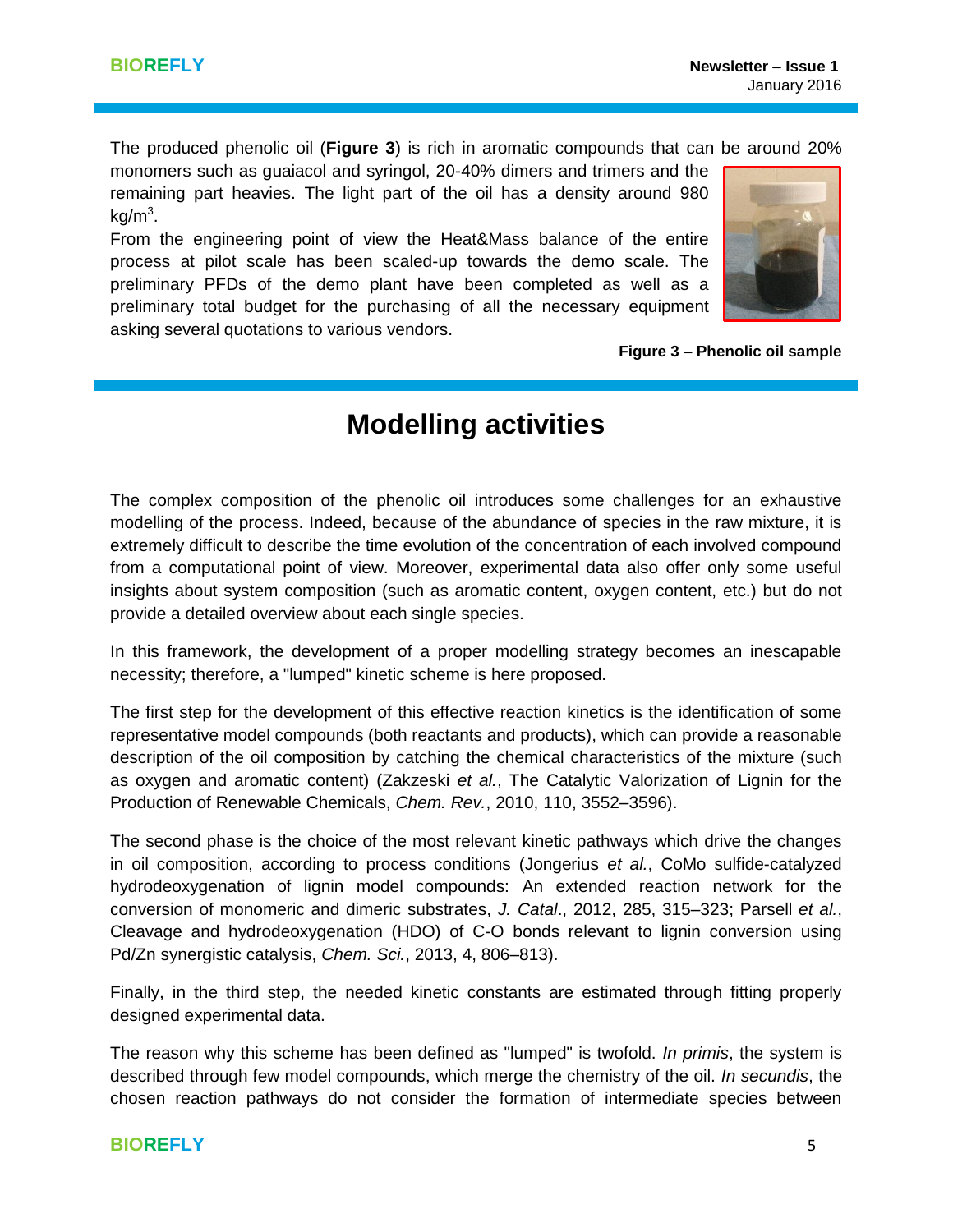The produced phenolic oil (**Figure 3**) is rich in aromatic compounds that can be around 20% monomers such as guaiacol and syringol, 20-40% dimers and trimers and the remaining part heavies. The light part of the oil has a density around 980 $kg/m^3$.

From the engineering point of view the Heat&Mass balance of the entire process at pilot scale has been scaled-up towards the demo scale. The preliminary PFDs of the demo plant have been completed as well as a preliminary total budget for the purchasing of all the necessary equipment asking several quotations to various vendors.

**Figure 3 – Phenolic oil sample**

# Modelling activities

The complex composition of the phenolic oil introduces some challenges for an exhaustive modelling of the process. Indeed, because of the abundance of species in the raw mixture, it is extremely difficult to describe the time evolution of the concentration of each involved compound from a computational point of view. Moreover, experimental data also offer only some useful insights about system composition (such as aromatic content, oxygen content, etc.) but do not provide a detailed overview about each single species.

In this framework, the development of a proper modelling strategy becomes an inescapable necessity; therefore, a "lumped" kinetic scheme is here proposed.

The first step for the development of this effective reaction kinetics is the identification of some representative model compounds (both reactants and products), which can provide a reasonable description of the oil composition by catching the chemical characteristics of the mixture (such as oxygen and aromatic content) (Zakzeski *et al.*, The Catalytic Valorization of Lignin for the Production of Renewable Chemicals, *Chem. Rev.*, 2010, 110, 3552–3596).

The second phase is the choice of the most relevant kinetic pathways which drive the changes in oil composition, according to process conditions (Jongerius *et al.*, CoMo sulfide-catalyzed hydrodeoxygenation of lignin model compounds: An extended reaction network for the conversion of monomeric and dimeric substrates, *J. Catal*., 2012, 285, 315–323; Parsell *et al.*, Cleavage and hydrodeoxygenation (HDO) of C-O bonds relevant to lignin conversion using Pd/Zn synergistic catalysis, *Chem. Sci.*, 2013, 4, 806–813).

Finally, in the third step, the needed kinetic constants are estimated through fitting properly designed experimental data.

The reason why this scheme has been defined as "lumped" is twofold. *In primis*, the system is described through few model compounds, which merge the chemistry of the oil. *In secundis*, the chosen reaction pathways do not consider the formation of intermediate species between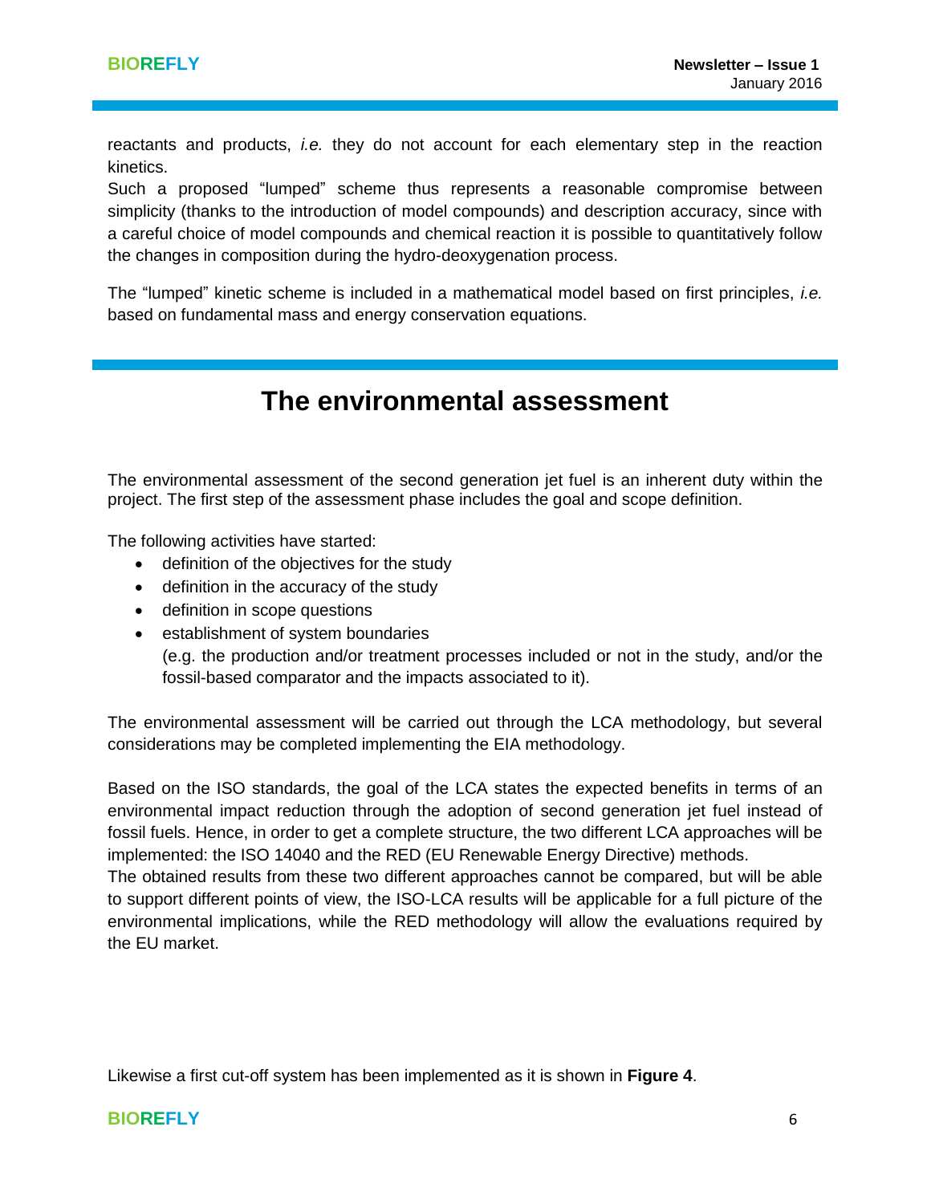reactants and products, *i.e.* they do not account for each elementary step in the reaction kinetics.
Such a proposed “lumped” scheme thus represents a reasonable compromise between simplicity (thanks to the introduction of model compounds) and description accuracy, since with a careful choice of model compounds and chemical reaction it is possible to quantitatively follow the changes in composition during the hydro-deoxygenation process.

The “lumped” kinetic scheme is included in a mathematical model based on first principles, *i.e.* based on fundamental mass and energy conservation equations.

# The environmental assessment

The environmental assessment of the second generation jet fuel is an inherent duty within the project. The first step of the assessment phase includes the goal and scope definition.

The following activities have started:

- definition of the objectives for the study
- definition in the accuracy of the study
- definition in scope questions
- establishment of system boundaries
  (e.g. the production and/or treatment processes included or not in the study, and/or the fossil-based comparator and the impacts associated to it).

The environmental assessment will be carried out through the LCA methodology, but several considerations may be completed implementing the EIA methodology.

Based on the ISO standards, the goal of the LCA states the expected benefits in terms of an environmental impact reduction through the adoption of second generation jet fuel instead of fossil fuels. Hence, in order to get a complete structure, the two different LCA approaches will be implemented: the ISO 14040 and the RED (EU Renewable Energy Directive) methods.
The obtained results from these two different approaches cannot be compared, but will be able to support different points of view, the ISO-LCA results will be applicable for a full picture of the environmental implications, while the RED methodology will allow the evaluations required by the EU market.

Likewise a first cut-off system has been implemented as it is shown in **Figure 4**.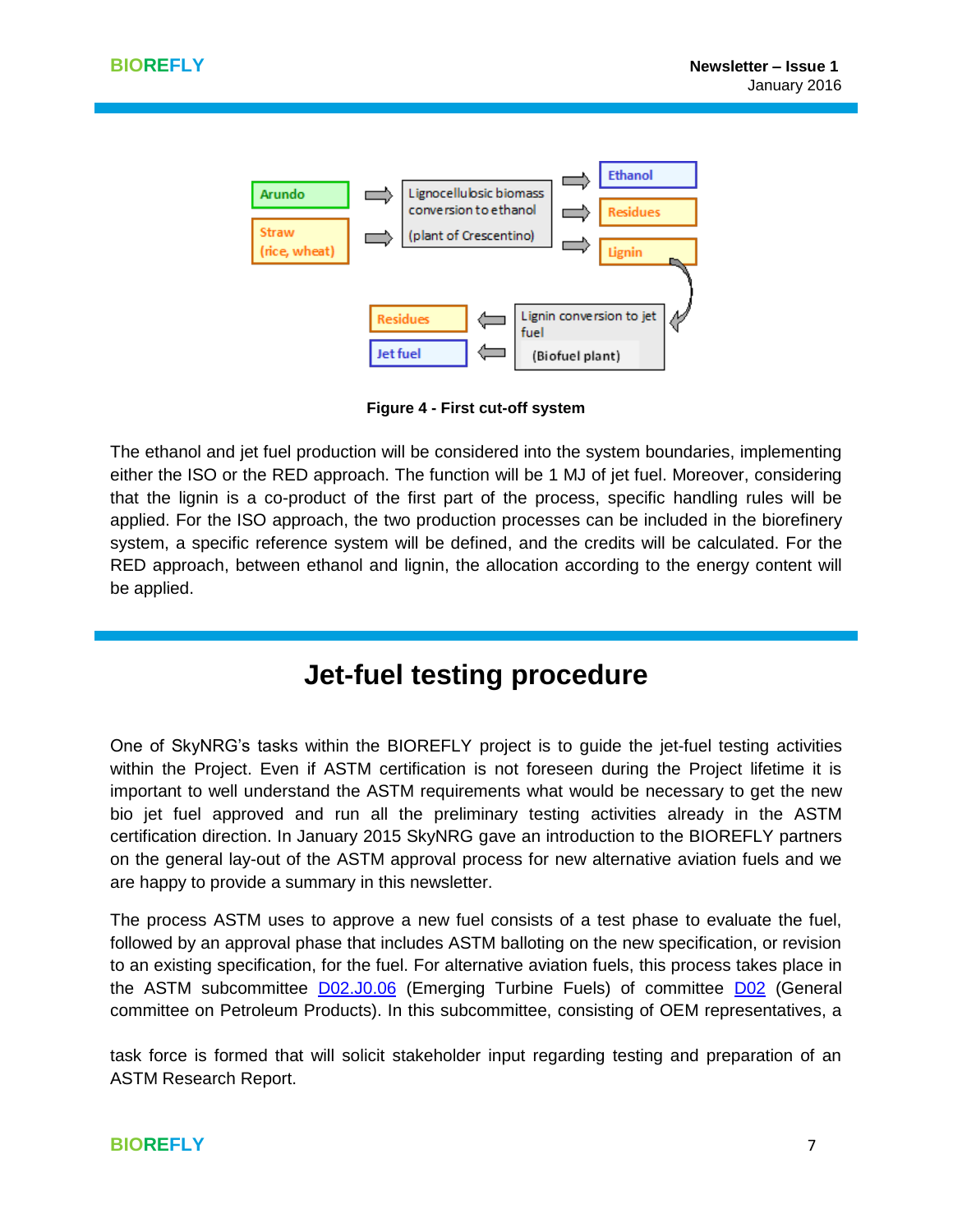Arundo

Straw (rice, wheat)

Lignocellulosic biomass conversion to ethanol (plant of Crescentino)

Ethanol

Residues

Lignin

Lignin conversion to jet fuel (Biofuel plant)

Residues

Jet fuel

**Figure 4 - First cut-off system**

The ethanol and jet fuel production will be considered into the system boundaries, implementing either the ISO or the RED approach. The function will be 1 MJ of jet fuel. Moreover, considering that the lignin is a co-product of the first part of the process, specific handling rules will be applied. For the ISO approach, the two production processes can be included in the biorefinery system, a specific reference system will be defined, and the credits will be calculated. For the RED approach, between ethanol and lignin, the allocation according to the energy content will be applied.

# Jet-fuel testing procedure

One of SkyNRG's tasks within the BIOREFLY project is to guide the jet-fuel testing activities within the Project. Even if ASTM certification is not foreseen during the Project lifetime it is important to well understand the ASTM requirements what would be necessary to get the new bio jet fuel approved and run all the preliminary testing activities already in the ASTM certification direction. In January 2015 SkyNRG gave an introduction to the BIOREFLY partners on the general lay-out of the ASTM approval process for new alternative aviation fuels and we are happy to provide a summary in this newsletter.

The process ASTM uses to approve a new fuel consists of a test phase to evaluate the fuel, followed by an approval phase that includes ASTM balloting on the new specification, or revision to an existing specification, for the fuel. For alternative aviation fuels, this process takes place in the ASTM subcommittee D02.J0.06 (Emerging Turbine Fuels) of committee D02 (General committee on Petroleum Products). In this subcommittee, consisting of OEM representatives, a task force is formed that will solicit stakeholder input regarding testing and preparation of an ASTM Research Report.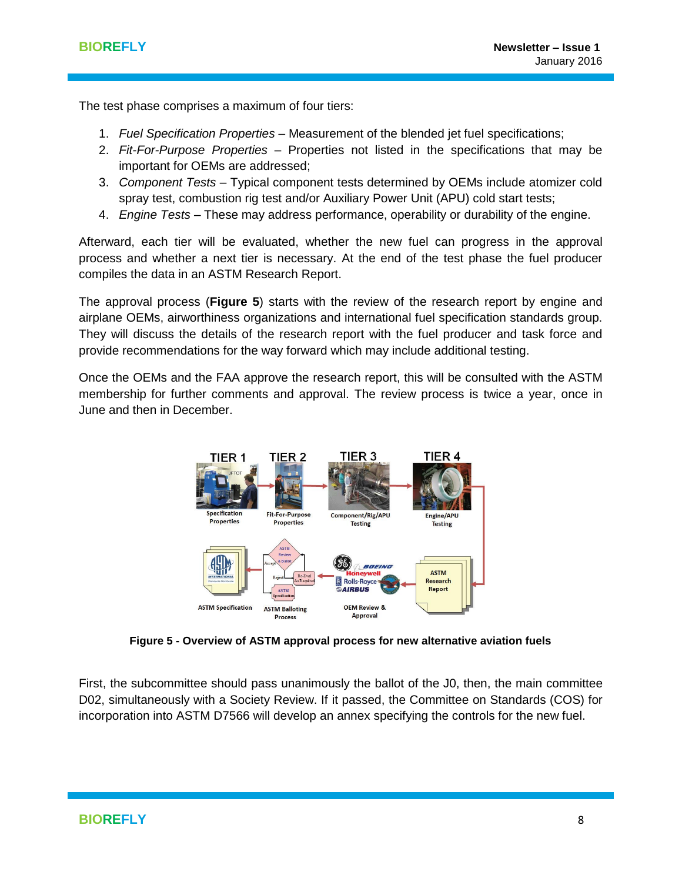The test phase comprises a maximum of four tiers:

1. *Fuel Specification Properties* – Measurement of the blended jet fuel specifications;
2. *Fit-For-Purpose Properties* – Properties not listed in the specifications that may be important for OEMs are addressed;
3. *Component Tests* – Typical component tests determined by OEMs include atomizer cold spray test, combustion rig test and/or Auxiliary Power Unit (APU) cold start tests;
4. *Engine Tests* – These may address performance, operability or durability of the engine.

Afterward, each tier will be evaluated, whether the new fuel can progress in the approval process and whether a next tier is necessary. At the end of the test phase the fuel producer compiles the data in an ASTM Research Report.

The approval process (**Figure 5**) starts with the review of the research report by engine and airplane OEMs, airworthiness organizations and international fuel specification standards group. They will discuss the details of the research report with the fuel producer and task force and provide recommendations for the way forward which may include additional testing.

Once the OEMs and the FAA approve the research report, this will be consulted with the ASTM membership for further comments and approval. The review process is twice a year, once in June and then in December.

**Figure 5 - Overview of ASTM approval process for new alternative aviation fuels**

First, the subcommittee should pass unanimously the ballot of the J0, then, the main committee D02, simultaneously with a Society Review. If it passed, the Committee on Standards (COS) for incorporation into ASTM D7566 will develop an annex specifying the controls for the new fuel.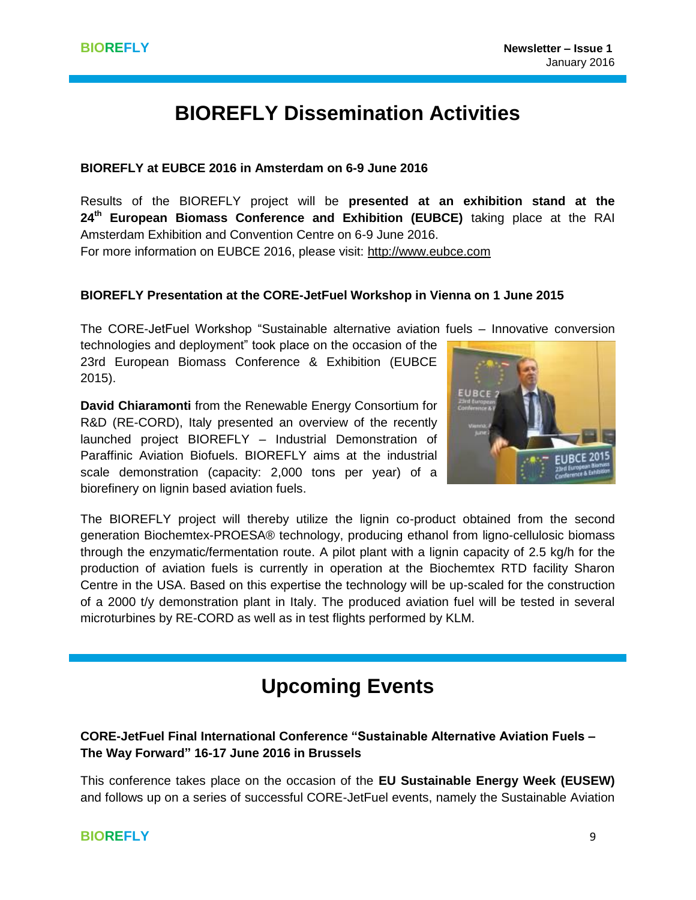# BIOREFLY Dissemination Activities

**BIOREFLY at EUBCE 2016 in Amsterdam on 6-9 June 2016**

Results of the BIOREFLY project will be **presented at an exhibition stand at the 24th European Biomass Conference and Exhibition (EUBCE)** taking place at the RAI Amsterdam Exhibition and Convention Centre on 6-9 June 2016.
For more information on EUBCE 2016, please visit: http://www.eubce.com

**BIOREFLY Presentation at the CORE-JetFuel Workshop in Vienna on 1 June 2015**

The CORE-JetFuel Workshop "Sustainable alternative aviation fuels – Innovative conversion technologies and deployment" took place on the occasion of the 23rd European Biomass Conference & Exhibition (EUBCE 2015).

**David Chiaramonti** from the Renewable Energy Consortium for R&D (RE-CORD), Italy presented an overview of the recently launched project BIOREFLY – Industrial Demonstration of Paraffinic Aviation Biofuels. BIOREFLY aims at the industrial scale demonstration (capacity: 2,000 tons per year) of a biorefinery on lignin based aviation fuels.

The BIOREFLY project will thereby utilize the lignin co-product obtained from the second generation Biochemtex-PROESA® technology, producing ethanol from ligno-cellulosic biomass through the enzymatic/fermentation route. A pilot plant with a lignin capacity of 2.5 kg/h for the production of aviation fuels is currently in operation at the Biochemtex RTD facility Sharon Centre in the USA. Based on this expertise the technology will be up-scaled for the construction of a 2000 t/y demonstration plant in Italy. The produced aviation fuel will be tested in several microturbines by RE-CORD as well as in test flights performed by KLM.

# Upcoming Events

**CORE-JetFuel Final International Conference "Sustainable Alternative Aviation Fuels – The Way Forward" 16-17 June 2016 in Brussels**

This conference takes place on the occasion of the **EU Sustainable Energy Week (EUSEW)** and follows up on a series of successful CORE-JetFuel events, namely the Sustainable Aviation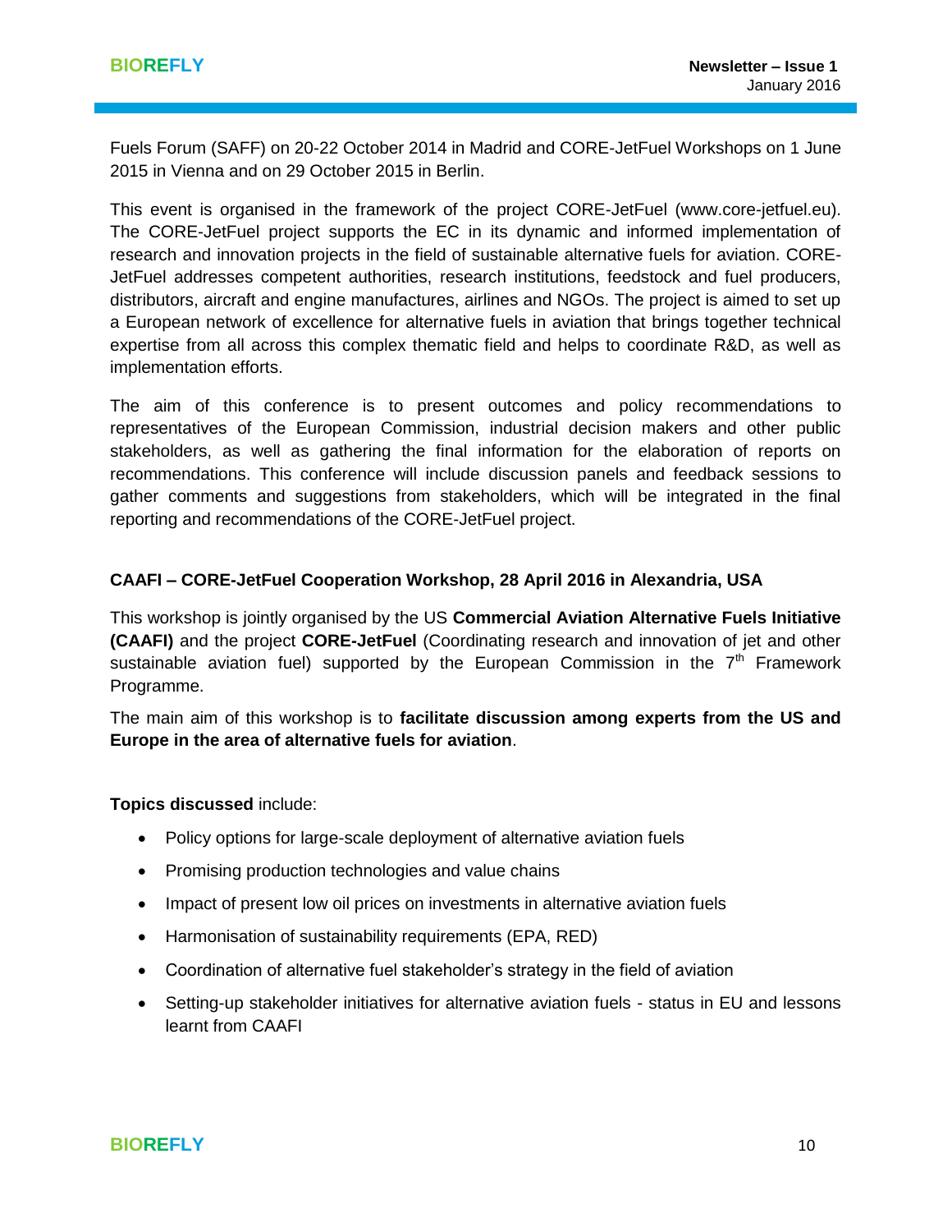Fuels Forum (SAFF) on 20-22 October 2014 in Madrid and CORE-JetFuel Workshops on 1 June 2015 in Vienna and on 29 October 2015 in Berlin.

This event is organised in the framework of the project CORE-JetFuel (www.core-jetfuel.eu). The CORE-JetFuel project supports the EC in its dynamic and informed implementation of research and innovation projects in the field of sustainable alternative fuels for aviation. CORE-JetFuel addresses competent authorities, research institutions, feedstock and fuel producers, distributors, aircraft and engine manufactures, airlines and NGOs. The project is aimed to set up a European network of excellence for alternative fuels in aviation that brings together technical expertise from all across this complex thematic field and helps to coordinate R&D, as well as implementation efforts.

The aim of this conference is to present outcomes and policy recommendations to representatives of the European Commission, industrial decision makers and other public stakeholders, as well as gathering the final information for the elaboration of reports on recommendations. This conference will include discussion panels and feedback sessions to gather comments and suggestions from stakeholders, which will be integrated in the final reporting and recommendations of the CORE-JetFuel project.

### CAAFI – CORE-JetFuel Cooperation Workshop, 28 April 2016 in Alexandria, USA

This workshop is jointly organised by the US **Commercial Aviation Alternative Fuels Initiative (CAAFI)** and the project **CORE-JetFuel** (Coordinating research and innovation of jet and other sustainable aviation fuel) supported by the European Commission in the 7th Framework Programme.

The main aim of this workshop is to **facilitate discussion among experts from the US and Europe in the area of alternative fuels for aviation**.

**Topics discussed** include:

- Policy options for large-scale deployment of alternative aviation fuels
- Promising production technologies and value chains
- Impact of present low oil prices on investments in alternative aviation fuels
- Harmonisation of sustainability requirements (EPA, RED)
- Coordination of alternative fuel stakeholder's strategy in the field of aviation
- Setting-up stakeholder initiatives for alternative aviation fuels - status in EU and lessons learnt from CAAFI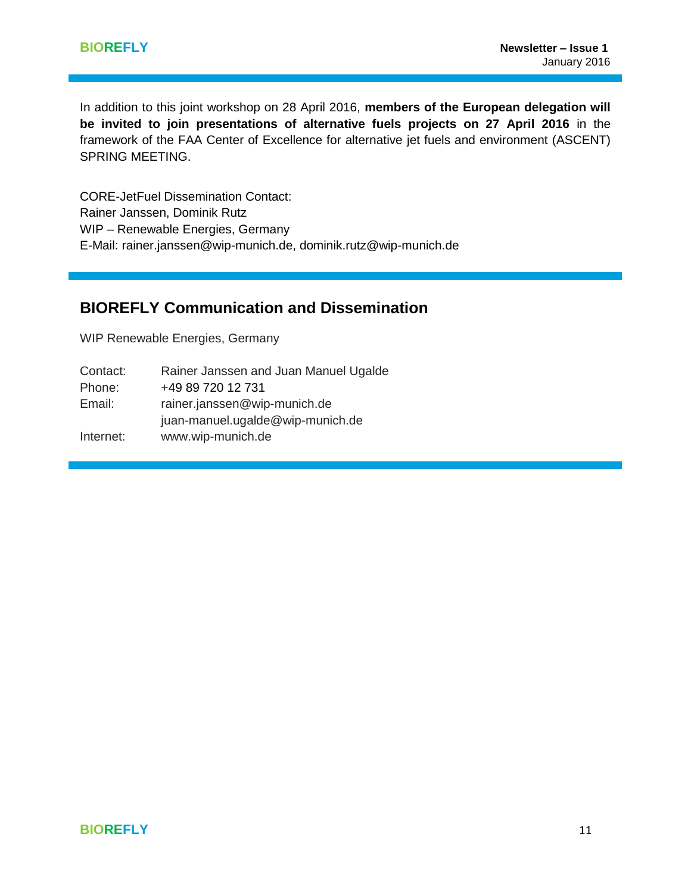In addition to this joint workshop on 28 April 2016, **members of the European delegation will be invited to join presentations of alternative fuels projects on 27 April 2016** in the framework of the FAA Center of Excellence for alternative jet fuels and environment (ASCENT) SPRING MEETING.

CORE-JetFuel Dissemination Contact:
Rainer Janssen, Dominik Rutz
WIP – Renewable Energies, Germany
E-Mail: rainer.janssen@wip-munich.de, dominik.rutz@wip-munich.de

## BIOREFLY Communication and Dissemination

WIP Renewable Energies, Germany

| | |
|---|---|
| Contact: | Rainer Janssen and Juan Manuel Ugalde |
| Phone: | +49 89 720 12 731 |
| Email: | rainer.janssen@wip-munich.de |
| | juan-manuel.ugalde@wip-munich.de |
| Internet: | www.wip-munich.de |